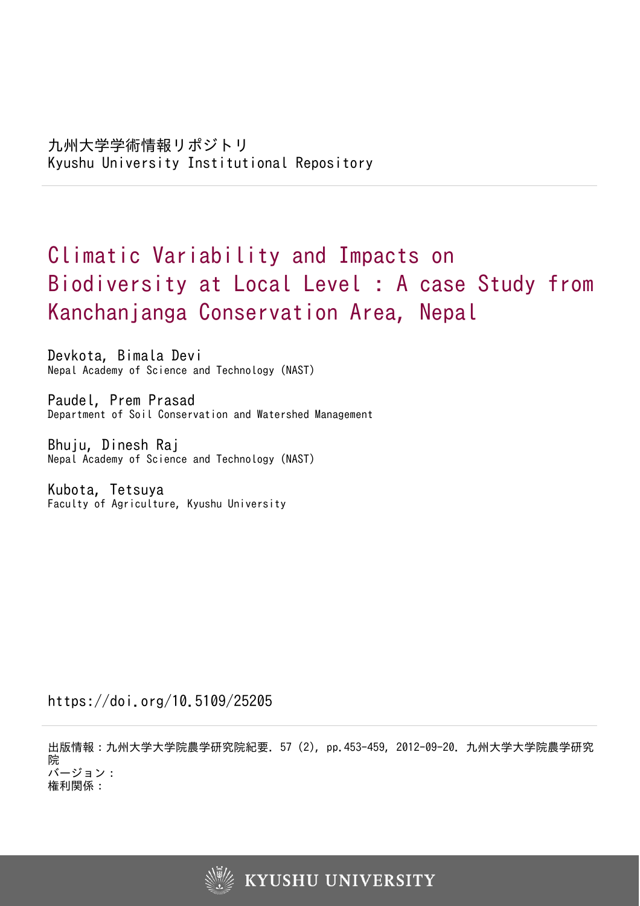九州大学学術情報リポジトリ
Kyushu University Institutional Repository

# Climatic Variability and Impacts on Biodiversity at Local Level : A case Study from Kanchanjanga Conservation Area, Nepal

Devkota, Bimala Devi
Nepal Academy of Science and Technology (NAST)

Paudel, Prem Prasad
Department of Soil Conservation and Watershed Management

Bhuju, Dinesh Raj
Nepal Academy of Science and Technology (NAST)

Kubota, Tetsuya
Faculty of Agriculture, Kyushu University

https://doi.org/10.5109/25205

出版情報：九州大学大学院農学研究院紀要. 57 (2), pp.453-459, 2012-09-20. 九州大学大学院農学研究院
バージョン：
権利関係：

KYUSHU UNIVERSITY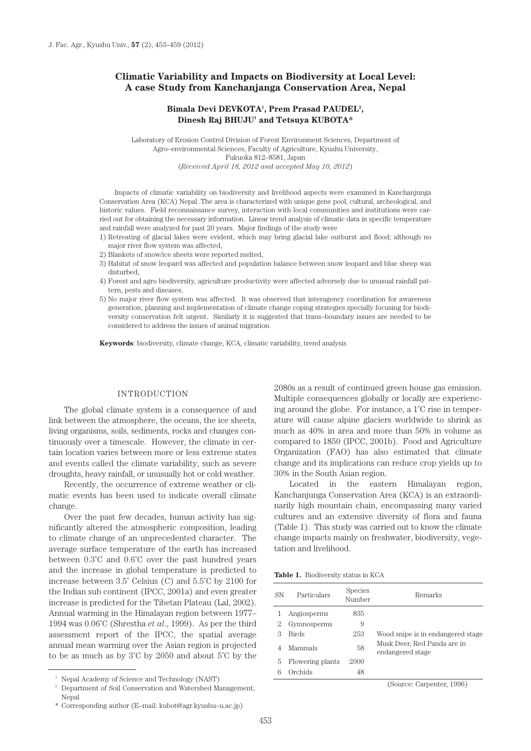# Climatic Variability and Impacts on Biodiversity at Local Level: A case Study from Kanchanjanga Conservation Area, Nepal

**Bimala Devi DEVKOTA[1], Prem Prasad PAUDEL[2], Dinesh Raj BHUJU[1] and Tetsuya KUBOTA***

Laboratory of Erosion Control Division of Forest Environment Sciences, Department of Agro–environmental Sciences, Faculty of Agriculture, Kyushu University, Fukuoka 812–8581, Japan
(*Received April 18, 2012 and accepted May 10, 2012*)

Impacts of climatic variability on biodiversity and livelihood aspects were examined in Kanchanjunga Conservation Area (KCA) Nepal .The area is characterized with unique gene pool, cultural, archeological, and historic values. Field reconnaissance survey, interaction with local communities and institutions were carried out for obtaining the necessary information. Linear trend analysis of climatic data in specific temperature and rainfall were analyzed for past 20 years. Major findings of the study were

1) Retreating of glacial lakes were evident, which may bring glacial lake outburst and flood; although no major river flow system was affected,
2) Blankets of snow/ice sheets were reported melted,
3) Habitat of snow leopard was affected and population balance between snow leopard and blue sheep was disturbed,
4) Forest and agro biodiversity, agriculture productivity were affected adversely due to unusual rainfall pattern, pests and diseases,
5) No major river flow system was affected. It was observed that interagency coordination for awareness generation, planning and implementation of climate change coping strategies specially focusing for biodiversity conservation felt urgent. Similarly it is suggested that trans–boundary issues are needed to be considered to address the issues of animal migration.

**Keywords**: biodiversity, climate change, KCA, climatic variability, trend analysis

## INTRODUCTION

The global climate system is a consequence of and link between the atmosphere, the oceans, the ice sheets, living organisms, soils, sediments, rocks and changes continuously over a timescale. However, the climate in certain location varies between more or less extreme states and events called the climate variability, such as severe droughts, heavy rainfall, or unusually hot or cold weather.

Recently, the occurrence of extreme weather or climatic events has been used to indicate overall climate change.

Over the past few decades, human activity has significantly altered the atmospheric composition, leading to climate change of an unprecedented character. The average surface temperature of the earth has increased between 0.3˚C and 0.6˚C over the past hundred years and the increase in global temperature is predicted to increase between 3.5˚ Celsius (C) and 5.5˚C by 2100 for the Indian sub continent (IPCC, 2001a) and even greater increase is predicted for the Tibetan Plateau (Lal, 2002). Annual warming in the Himalayan region between 1977–1994 was 0.06˚C (Shrestha *et al*., 1999). As per the third assessment report of the IPCC, the spatial average annual mean warming over the Asian region is projected to be as much as by 3˚C by 2050 and about 5˚C by the 2080s as a result of continued green house gas emission. Multiple consequences globally or locally are experiencing around the globe. For instance, a 1˚C rise in temperature will cause alpine glaciers worldwide to shrink as much as 40% in area and more than 50% in volume as compared to 1850 (IPCC, 2001b). Food and Agriculture Organization (FAO) has also estimated that climate change and its implications can reduce crop yields up to 30% in the South Asian region.

Located in the eastern Himalayan region, Kanchanjunga Conservation Area (KCA) is an extraordinarily high mountain chain, encompassing many varied cultures and an extensive diversity of flora and fauna (Table 1). This study was carried out to know the climate change impacts mainly on freshwater, biodiversity, vegetation and livelihood.

**Table 1.** Biodiversity status in KCA

| SN | Particulars | Species Number | Remarks |
|---|---|---|---|
| 1 | Angiosperms | 835 | |
| 2 | Gymnosperms | 9 | |
| 3 | Birds | 253 | Wood snipe is in endangered stage |
| 4 | Mammals | 58 | Musk Deer, Red Panda are in endangered stage |
| 5 | Flowering plants | 2000 | |
| 6 | Orchids | 48 | |

(Source: Carpenter, 1996)

[1] Nepal Academy of Science and Technology (NAST)
[2] Department of Soil Conservation and Watershed Management, Nepal
\* Corresponding author (E–mail: kubot@agr.kyushu–u.ac.jp)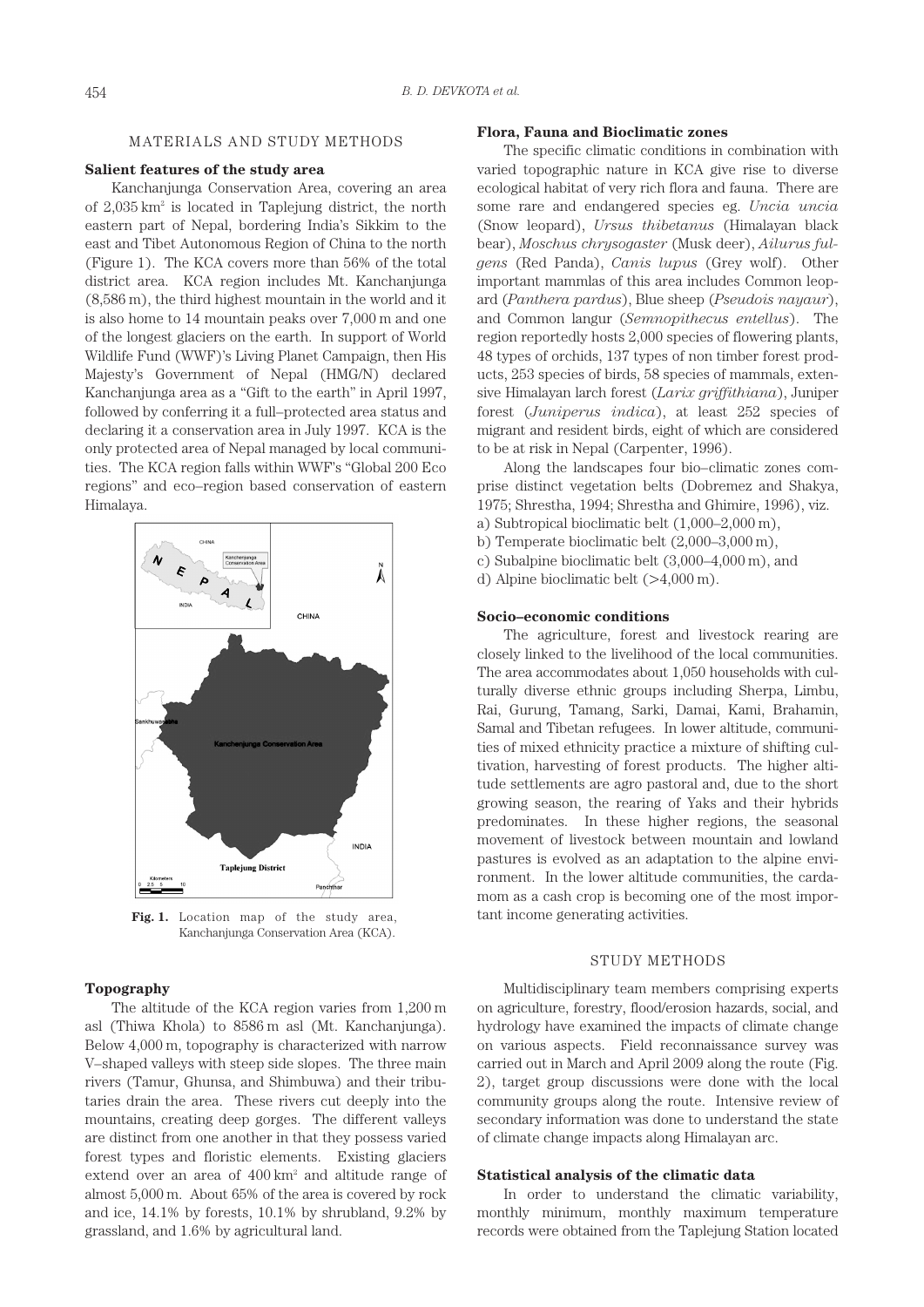## MATERIALS AND STUDY METHODS

### Salient features of the study area

Kanchanjunga Conservation Area, covering an area of 2,035 km$^2$ is located in Taplejung district, the north eastern part of Nepal, bordering India's Sikkim to the east and Tibet Autonomous Region of China to the north (Figure 1). The KCA covers more than 56% of the total district area. KCA region includes Mt. Kanchanjunga (8,586 m), the third highest mountain in the world and it is also home to 14 mountain peaks over 7,000 m and one of the longest glaciers on the earth. In support of World Wildlife Fund (WWF)'s Living Planet Campaign, then His Majesty's Government of Nepal (HMG/N) declared Kanchanjunga area as a "Gift to the earth" in April 1997, followed by conferring it a full–protected area status and declaring it a conservation area in July 1997. KCA is the only protected area of Nepal managed by local communities. The KCA region falls within WWF's "Global 200 Eco regions" and eco–region based conservation of eastern Himalaya.

**Fig. 1.** Location map of the study area, Kanchanjunga Conservation Area (KCA).

### Topography

The altitude of the KCA region varies from 1,200 m asl (Thiwa Khola) to 8586 m asl (Mt. Kanchanjunga). Below 4,000 m, topography is characterized with narrow V–shaped valleys with steep side slopes. The three main rivers (Tamur, Ghunsa, and Shimbuwa) and their tributaries drain the area. These rivers cut deeply into the mountains, creating deep gorges. The different valleys are distinct from one another in that they possess varied forest types and floristic elements. Existing glaciers extend over an area of 400 km$^2$ and altitude range of almost 5,000 m. About 65% of the area is covered by rock and ice, 14.1% by forests, 10.1% by shrubland, 9.2% by grassland, and 1.6% by agricultural land.

### Flora, Fauna and Bioclimatic zones

The specific climatic conditions in combination with varied topographic nature in KCA give rise to diverse ecological habitat of very rich flora and fauna. There are some rare and endangered species eg. *Uncia uncia* (Snow leopard), *Ursus thibetanus* (Himalayan black bear), *Moschus chrysogaster* (Musk deer), *Ailurus fulgens* (Red Panda), *Canis lupus* (Grey wolf). Other important mammlas of this area includes Common leopard (*Panthera pardus*), Blue sheep (*Pseudois nayaur*), and Common langur (*Semnopithecus entellus*). The region reportedly hosts 2,000 species of flowering plants, 48 types of orchids, 137 types of non timber forest products, 253 species of birds, 58 species of mammals, extensive Himalayan larch forest (*Larix griffithiana*), Juniper forest (*Juniperus indica*), at least 252 species of migrant and resident birds, eight of which are considered to be at risk in Nepal (Carpenter, 1996).

Along the landscapes four bio–climatic zones comprise distinct vegetation belts (Dobremez and Shakya, 1975; Shrestha, 1994; Shrestha and Ghimire, 1996), viz.

a) Subtropical bioclimatic belt (1,000–2,000 m),
b) Temperate bioclimatic belt (2,000–3,000 m),
c) Subalpine bioclimatic belt (3,000–4,000 m), and
d) Alpine bioclimatic belt (>4,000 m).

### Socio–economic conditions

The agriculture, forest and livestock rearing are closely linked to the livelihood of the local communities. The area accommodates about 1,050 households with culturally diverse ethnic groups including Sherpa, Limbu, Rai, Gurung, Tamang, Sarki, Damai, Kami, Brahamin, Samal and Tibetan refugees. In lower altitude, communities of mixed ethnicity practice a mixture of shifting cultivation, harvesting of forest products. The higher altitude settlements are agro pastoral and, due to the short growing season, the rearing of Yaks and their hybrids predominates. In these higher regions, the seasonal movement of livestock between mountain and lowland pastures is evolved as an adaptation to the alpine environment. In the lower altitude communities, the cardamom as a cash crop is becoming one of the most important income generating activities.

## STUDY METHODS

Multidisciplinary team members comprising experts on agriculture, forestry, flood/erosion hazards, social, and hydrology have examined the impacts of climate change on various aspects. Field reconnaissance survey was carried out in March and April 2009 along the route (Fig. 2), target group discussions were done with the local community groups along the route. Intensive review of secondary information was done to understand the state of climate change impacts along Himalayan arc.

### Statistical analysis of the climatic data

In order to understand the climatic variability, monthly minimum, monthly maximum temperature records were obtained from the Taplejung Station located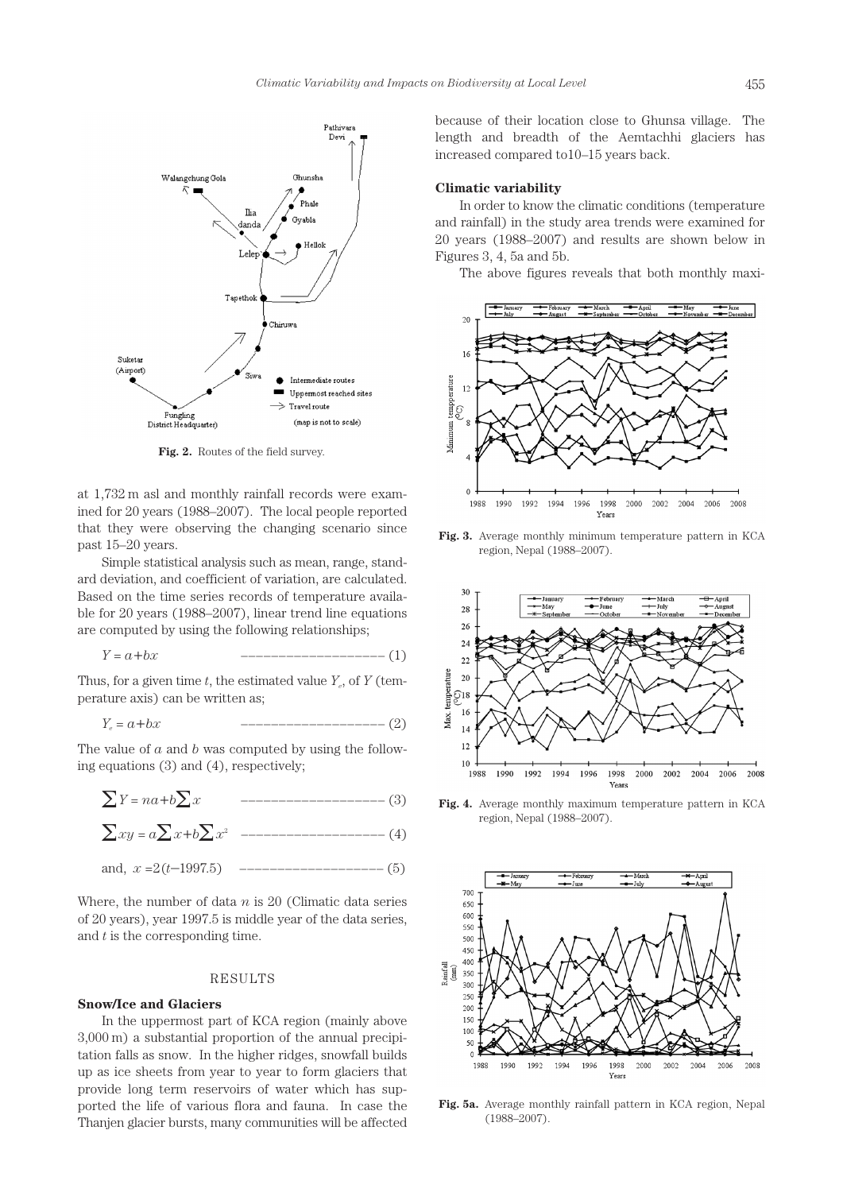Fig. 2. Routes of the field survey.

at 1,732 m asl and monthly rainfall records were examined for 20 years (1988–2007). The local people reported that they were observing the changing scenario since past 15–20 years.

Simple statistical analysis such as mean, range, standard deviation, and coefficient of variation, are calculated. Based on the time series records of temperature available for 20 years (1988–2007), linear trend line equations are computed by using the following relationships;

$$Y = a + bx \qquad (1)$$

Thus, for a given time $t$, the estimated value $Y_e$, of $Y$ (temperature axis) can be written as;

$$Y_e = a + bx \qquad (2)$$

The value of $a$ and $b$ was computed by using the following equations (3) and (4), respectively;

$$\sum Y = na + b\sum x \qquad (3)$$

$$\sum xy = a\sum x + b\sum x^2 \qquad (4)$$

$$\text{and, } x = 2(t - 1997.5) \qquad (5)$$

Where, the number of data $n$ is 20 (Climatic data series of 20 years), year 1997.5 is middle year of the data series, and $t$ is the corresponding time.

## RESULTS

### Snow/Ice and Glaciers

In the uppermost part of KCA region (mainly above 3,000 m) a substantial proportion of the annual precipitation falls as snow. In the higher ridges, snowfall builds up as ice sheets from year to year to form glaciers that provide long term reservoirs of water which has supported the life of various flora and fauna. In case the Thanjen glacier bursts, many communities will be affected because of their location close to Ghunsa village. The length and breadth of the Aemtachhi glaciers has increased compared to10–15 years back.

### Climatic variability

In order to know the climatic conditions (temperature and rainfall) in the study area trends were examined for 20 years (1988–2007) and results are shown below in Figures 3, 4, 5a and 5b.

The above figures reveals that both monthly maxi-

Fig. 3. Average monthly minimum temperature pattern in KCA region, Nepal (1988–2007).

Fig. 4. Average monthly maximum temperature pattern in KCA region, Nepal (1988–2007).

Fig. 5a. Average monthly rainfall pattern in KCA region, Nepal (1988–2007).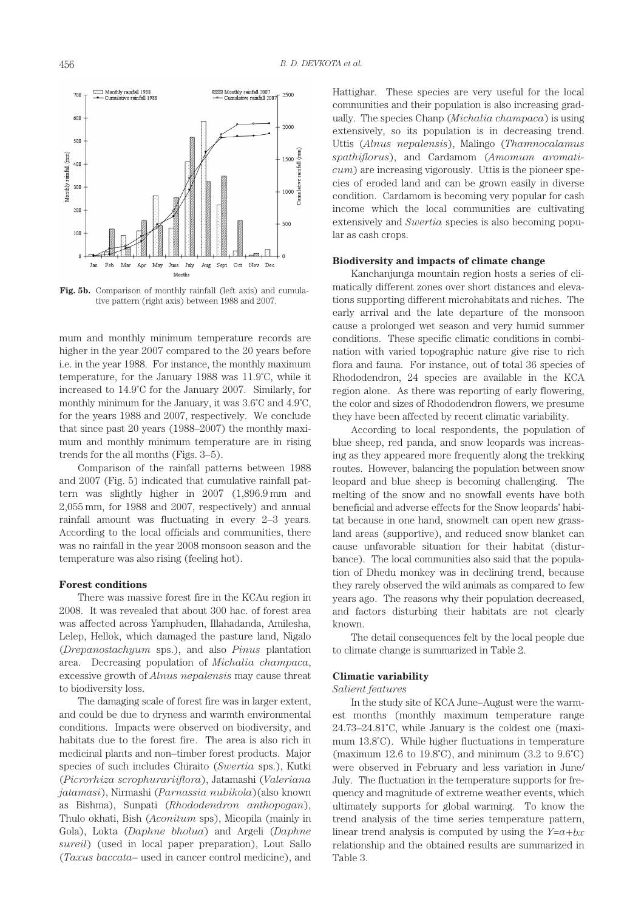Fig. 5b. Comparison of monthly rainfall (left axis) and cumulative pattern (right axis) between 1988 and 2007.

mum and monthly minimum temperature records are higher in the year 2007 compared to the 20 years before i.e. in the year 1988. For instance, the monthly maximum temperature, for the January 1988 was 11.9˚C, while it increased to 14.9˚C for the January 2007. Similarly, for monthly minimum for the January, it was 3.6˚C and 4.9˚C, for the years 1988 and 2007, respectively. We conclude that since past 20 years (1988–2007) the monthly maximum and monthly minimum temperature are in rising trends for the all months (Figs. 3–5).

Comparison of the rainfall patterns between 1988 and 2007 (Fig. 5) indicated that cumulative rainfall pattern was slightly higher in 2007 (1,896.9 mm and 2,055 mm, for 1988 and 2007, respectively) and annual rainfall amount was fluctuating in every 2–3 years. According to the local officials and communities, there was no rainfall in the year 2008 monsoon season and the temperature was also rising (feeling hot).

### Forest conditions

There was massive forest fire in the KCAu region in 2008. It was revealed that about 300 hac. of forest area was affected across Yamphuden, Illahadanda, Amilesha, Lelep, Hellok, which damaged the pasture land, Nigalo (*Drepanostachyum* sps.), and also *Pinus* plantation area. Decreasing population of *Michalia champaca*, excessive growth of *Alnus nepalensis* may cause threat to biodiversity loss.

The damaging scale of forest fire was in larger extent, and could be due to dryness and warmth environmental conditions. Impacts were observed on biodiversity, and habitats due to the forest fire. The area is also rich in medicinal plants and non–timber forest products. Major species of such includes Chiraito (*Swertia* sps.), Kutki (*Picrorhiza scrophurariiflora*), Jatamashi (*Valeriana jatamasi*), Nirmashi (*Parnassia nubikola*) (also known as Bishma), Sunpati (*Rhododendron anthopogan*), Thulo okhati, Bish (*Aconitum* sps), Micopila (mainly in Gola), Lokta (*Daphne bholua*) and Argeli (*Daphne sureil*) (used in local paper preparation), Lout Sallo (*Taxus baccata*– used in cancer control medicine), and Hattighar. These species are very useful for the local communities and their population is also increasing gradually. The species Chanp (*Michalia champaca*) is using extensively, so its population is in decreasing trend. Uttis (*Alnus nepalensis*), Malingo (*Thamnocalamus spathiflorus*), and Cardamom (*Amomum aromaticum*) are increasing vigorously. Uttis is the pioneer species of eroded land and can be grown easily in diverse condition. Cardamom is becoming very popular for cash income which the local communities are cultivating extensively and *Swertia* species is also becoming popular as cash crops.

### Biodiversity and impacts of climate change

Kanchanjunga mountain region hosts a series of climatically different zones over short distances and elevations supporting different microhabitats and niches. The early arrival and the late departure of the monsoon cause a prolonged wet season and very humid summer conditions. These specific climatic conditions in combination with varied topographic nature give rise to rich flora and fauna. For instance, out of total 36 species of Rhododendron, 24 species are available in the KCA region alone. As there was reporting of early flowering, the color and sizes of Rhododendron flowers, we presume they have been affected by recent climatic variability.

According to local respondents, the population of blue sheep, red panda, and snow leopards was increasing as they appeared more frequently along the trekking routes. However, balancing the population between snow leopard and blue sheep is becoming challenging. The melting of the snow and no snowfall events have both beneficial and adverse effects for the Snow leopards' habitat because in one hand, snowmelt can open new grassland areas (supportive), and reduced snow blanket can cause unfavorable situation for their habitat (disturbance). The local communities also said that the population of Dhedu monkey was in declining trend, because they rarely observed the wild animals as compared to few years ago. The reasons why their population decreased, and factors disturbing their habitats are not clearly known.

The detail consequences felt by the local people due to climate change is summarized in Table 2.

### Climatic variability

*Salient features*

In the study site of KCA June–August were the warmest months (monthly maximum temperature range 24.73–24.81˚C, while January is the coldest one (maximum 13.8˚C). While higher fluctuations in temperature (maximum 12.6 to 19.8˚C), and minimum (3.2 to 9.6˚C) were observed in February and less variation in June/July. The fluctuation in the temperature supports for frequency and magnitude of extreme weather events, which ultimately supports for global warming. To know the trend analysis of the time series temperature pattern, linear trend analysis is computed by using the $Y=a+bx$ relationship and the obtained results are summarized in Table 3.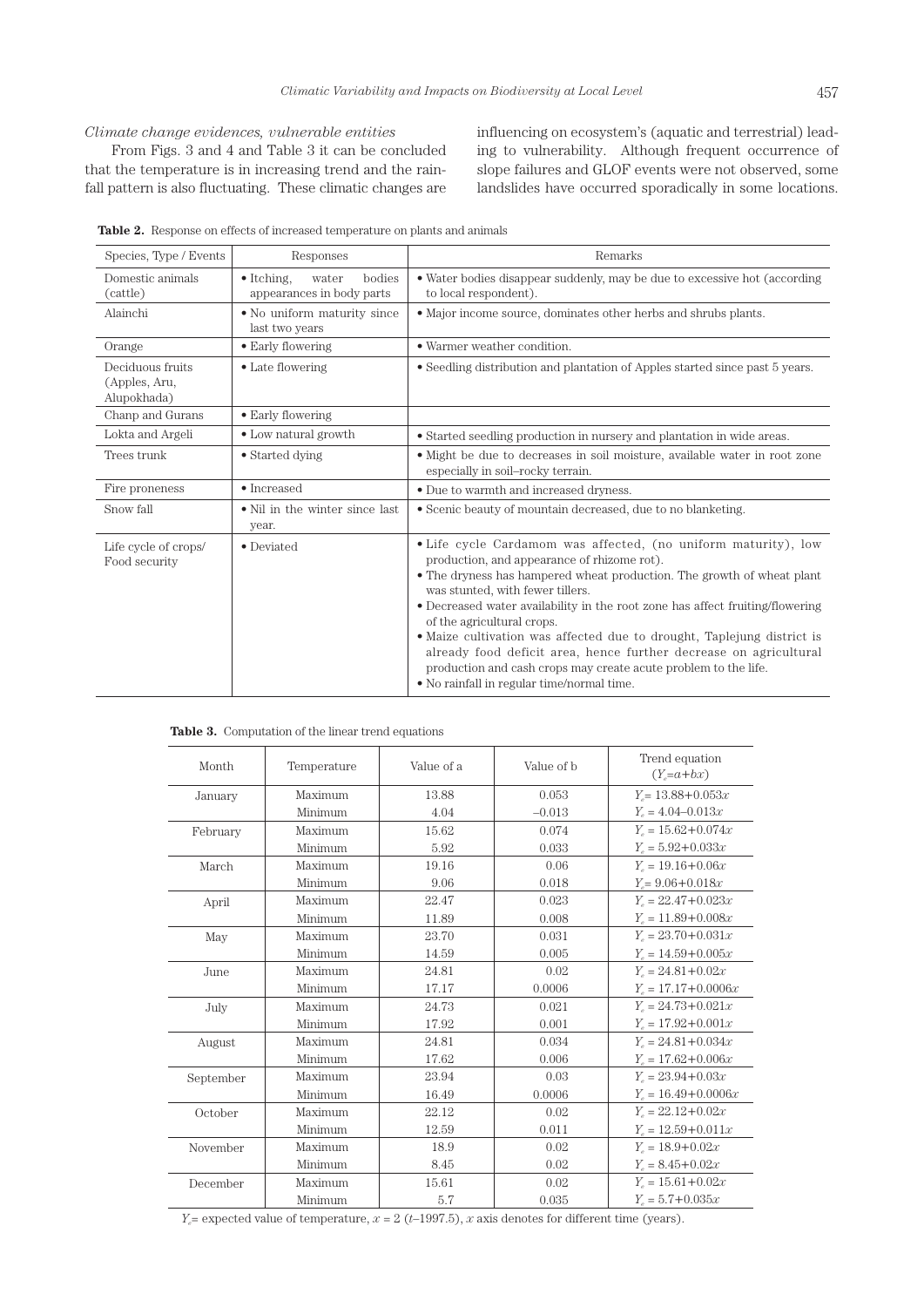*Climate change evidences, vulnerable entities*

From Figs. 3 and 4 and Table 3 it can be concluded that the temperature is in increasing trend and the rainfall pattern is also fluctuating. These climatic changes are influencing on ecosystem's (aquatic and terrestrial) leading to vulnerability. Although frequent occurrence of slope failures and GLOF events were not observed, some landslides have occurred sporadically in some locations.

**Table 2.** Response on effects of increased temperature on plants and animals

| Species, Type / Events | Responses | Remarks |
|---|---|---|
| Domestic animals (cattle) | • Itching, water bodies appearances in body parts | • Water bodies disappear suddenly, may be due to excessive hot (according to local respondent). |
| Alainchi | • No uniform maturity since last two years | • Major income source, dominates other herbs and shrubs plants. |
| Orange | • Early flowering | • Warmer weather condition. |
| Deciduous fruits (Apples, Aru, Alupokhada) | • Late flowering | • Seedling distribution and plantation of Apples started since past 5 years. |
| Chanp and Gurans | • Early flowering | |
| Lokta and Argeli | • Low natural growth | • Started seedling production in nursery and plantation in wide areas. |
| Trees trunk | • Started dying | • Might be due to decreases in soil moisture, available water in root zone especially in soil–rocky terrain. |
| Fire proneness | • Increased | • Due to warmth and increased dryness. |
| Snow fall | • Nil in the winter since last year. | • Scenic beauty of mountain decreased, due to no blanketing. |
| Life cycle of crops/ Food security | • Deviated | • Life cycle Cardamom was affected, (no uniform maturity), low production, and appearance of rhizome rot).<br>• The dryness has hampered wheat production. The growth of wheat plant was stunted, with fewer tillers.<br>• Decreased water availability in the root zone has affect fruiting/flowering of the agricultural crops.<br>• Maize cultivation was affected due to drought, Taplejung district is already food deficit area, hence further decrease on agricultural production and cash crops may create acute problem to the life.<br>• No rainfall in regular time/normal time. |

**Table 3.** Computation of the linear trend equations

| Month | Temperature | Value of a | Value of b | Trend equation ($Y_e$=$a$+$bx$) |
|---|---|---|---|---|
| January | Maximum | 13.88 | 0.053 | $Y_e$= 13.88+0.053$x$ |
| | Minimum | 4.04 | –0.013 | $Y_e$ = 4.04–0.013$x$ |
| February | Maximum | 15.62 | 0.074 | $Y_e$ = 15.62+0.074$x$ |
| | Minimum | 5.92 | 0.033 | $Y_e$ = 5.92+0.033$x$ |
| March | Maximum | 19.16 | 0.06 | $Y_e$ = 19.16+0.06$x$ |
| | Minimum | 9.06 | 0.018 | $Y_e$= 9.06+0.018$x$ |
| April | Maximum | 22.47 | 0.023 | $Y_e$ = 22.47+0.023$x$ |
| | Minimum | 11.89 | 0.008 | $Y_e$ = 11.89+0.008$x$ |
| May | Maximum | 23.70 | 0.031 | $Y_e$ = 23.70+0.031$x$ |
| | Minimum | 14.59 | 0.005 | $Y_e$ = 14.59+0.005$x$ |
| June | Maximum | 24.81 | 0.02 | $Y_e$ = 24.81+0.02$x$ |
| | Minimum | 17.17 | 0.0006 | $Y_e$ = 17.17+0.0006$x$ |
| July | Maximum | 24.73 | 0.021 | $Y_e$ = 24.73+0.021$x$ |
| | Minimum | 17.92 | 0.001 | $Y_e$ = 17.92+0.001$x$ |
| August | Maximum | 24.81 | 0.034 | $Y_e$ = 24.81+0.034$x$ |
| | Minimum | 17.62 | 0.006 | $Y_e$ = 17.62+0.006$x$ |
| September | Maximum | 23.94 | 0.03 | $Y_e$ = 23.94+0.03$x$ |
| | Minimum | 16.49 | 0.0006 | $Y_e$ = 16.49+0.0006$x$ |
| October | Maximum | 22.12 | 0.02 | $Y_e$ = 22.12+0.02$x$ |
| | Minimum | 12.59 | 0.011 | $Y_e$ = 12.59+0.011$x$ |
| November | Maximum | 18.9 | 0.02 | $Y_e$ = 18.9+0.02$x$ |
| | Minimum | 8.45 | 0.02 | $Y_e$ = 8.45+0.02$x$ |
| December | Maximum | 15.61 | 0.02 | $Y_e$ = 15.61+0.02$x$ |
| | Minimum | 5.7 | 0.035 | $Y_e$ = 5.7+0.035$x$ |

$Y_e$= expected value of temperature, $x$ = 2 ($t$–1997.5), $x$ axis denotes for different time (years).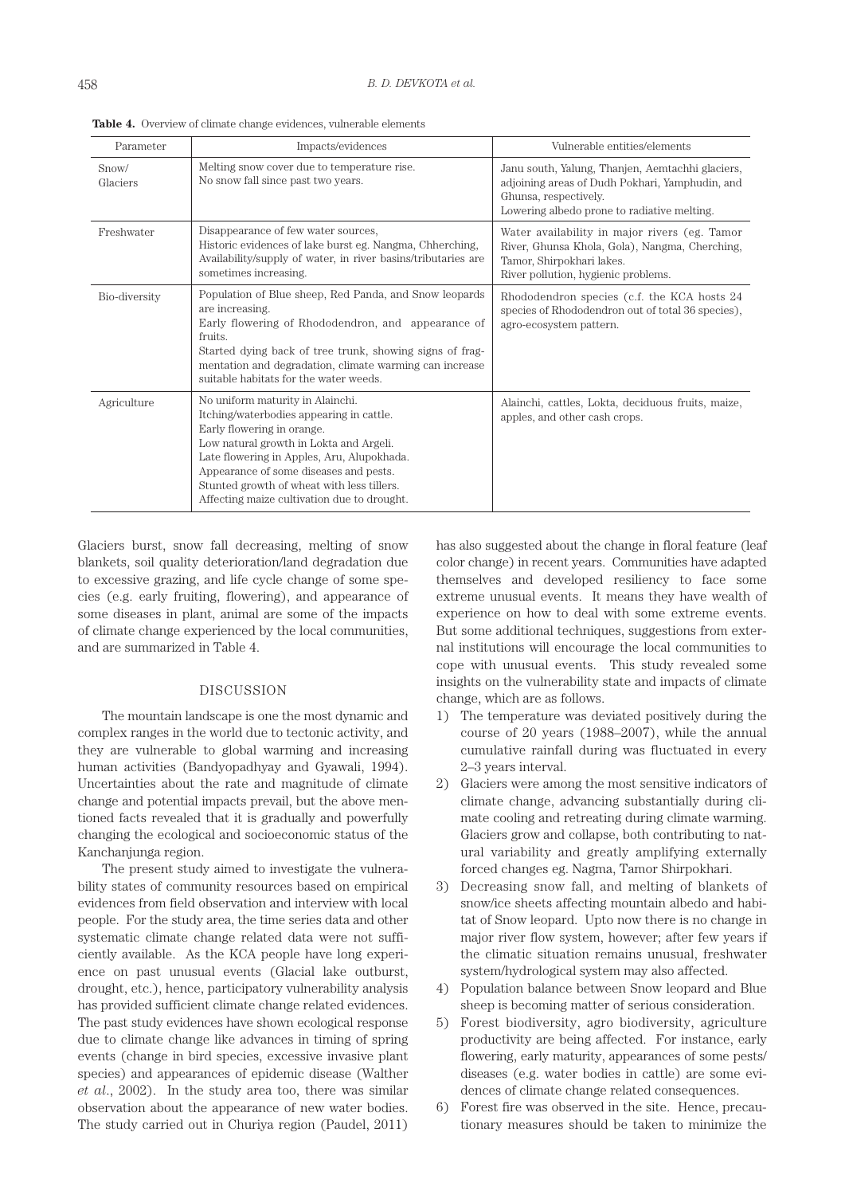**Table 4.** Overview of climate change evidences, vulnerable elements

| Parameter | Impacts/evidences | Vulnerable entities/elements |
|---|---|---|
| Snow/ Glaciers | Melting snow cover due to temperature rise. No snow fall since past two years. | Janu south, Yalung, Thanjen, Aemtachhi glaciers, adjoining areas of Dudh Pokhari, Yamphudin, and Ghunsa, respectively. Lowering albedo prone to radiative melting. |
| Freshwater | Disappearance of few water sources, Historic evidences of lake burst eg. Nangma, Chherching, Availability/supply of water, in river basins/tributaries are sometimes increasing. | Water availability in major rivers (eg. Tamor River, Ghunsa Khola, Gola), Nangma, Cherching, Tamor, Shirpokhari lakes. River pollution, hygienic problems. |
| Bio-diversity | Population of Blue sheep, Red Panda, and Snow leopards are increasing. Early flowering of Rhododendron, and appearance of fruits. Started dying back of tree trunk, showing signs of fragmentation and degradation, climate warming can increase suitable habitats for the water weeds. | Rhododendron species (c.f. the KCA hosts 24 species of Rhododendron out of total 36 species), agro-ecosystem pattern. |
| Agriculture | No uniform maturity in Alainchi. Itching/waterbodies appearing in cattle. Early flowering in orange. Low natural growth in Lokta and Argeli. Late flowering in Apples, Aru, Alupokhada. Appearance of some diseases and pests. Stunted growth of wheat with less tillers. Affecting maize cultivation due to drought. | Alainchi, cattles, Lokta, deciduous fruits, maize, apples, and other cash crops. |

Glaciers burst, snow fall decreasing, melting of snow blankets, soil quality deterioration/land degradation due to excessive grazing, and life cycle change of some species (e.g. early fruiting, flowering), and appearance of some diseases in plant, animal are some of the impacts of climate change experienced by the local communities, and are summarized in Table 4.

## DISCUSSION

The mountain landscape is one the most dynamic and complex ranges in the world due to tectonic activity, and they are vulnerable to global warming and increasing human activities (Bandyopadhyay and Gyawali, 1994). Uncertainties about the rate and magnitude of climate change and potential impacts prevail, but the above mentioned facts revealed that it is gradually and powerfully changing the ecological and socioeconomic status of the Kanchanjunga region.

The present study aimed to investigate the vulnerability states of community resources based on empirical evidences from field observation and interview with local people. For the study area, the time series data and other systematic climate change related data were not sufficiently available. As the KCA people have long experience on past unusual events (Glacial lake outburst, drought, etc.), hence, participatory vulnerability analysis has provided sufficient climate change related evidences. The past study evidences have shown ecological response due to climate change like advances in timing of spring events (change in bird species, excessive invasive plant species) and appearances of epidemic disease (Walther *et al.*, 2002). In the study area too, there was similar observation about the appearance of new water bodies. The study carried out in Churiya region (Paudel, 2011) has also suggested about the change in floral feature (leaf color change) in recent years. Communities have adapted themselves and developed resiliency to face some extreme unusual events. It means they have wealth of experience on how to deal with some extreme events. But some additional techniques, suggestions from external institutions will encourage the local communities to cope with unusual events. This study revealed some insights on the vulnerability state and impacts of climate change, which are as follows.

1) The temperature was deviated positively during the course of 20 years (1988–2007), while the annual cumulative rainfall during was fluctuated in every 2–3 years interval.
2) Glaciers were among the most sensitive indicators of climate change, advancing substantially during climate cooling and retreating during climate warming. Glaciers grow and collapse, both contributing to natural variability and greatly amplifying externally forced changes eg. Nagma, Tamor Shirpokhari.
3) Decreasing snow fall, and melting of blankets of snow/ice sheets affecting mountain albedo and habitat of Snow leopard. Upto now there is no change in major river flow system, however; after few years if the climatic situation remains unusual, freshwater system/hydrological system may also affected.
4) Population balance between Snow leopard and Blue sheep is becoming matter of serious consideration.
5) Forest biodiversity, agro biodiversity, agriculture productivity are being affected. For instance, early flowering, early maturity, appearances of some pests/diseases (e.g. water bodies in cattle) are some evidences of climate change related consequences.
6) Forest fire was observed in the site. Hence, precautionary measures should be taken to minimize the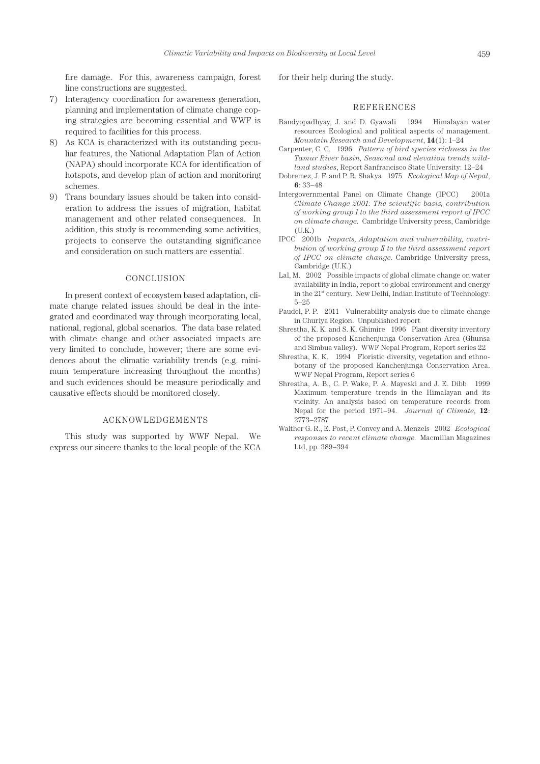fire damage. For this, awareness campaign, forest line constructions are suggested.

7) Interagency coordination for awareness generation, planning and implementation of climate change coping strategies are becoming essential and WWF is required to facilities for this process.
8) As KCA is characterized with its outstanding peculiar features, the National Adaptation Plan of Action (NAPA) should incorporate KCA for identification of hotspots, and develop plan of action and monitoring schemes.
9) Trans boundary issues should be taken into consideration to address the issues of migration, habitat management and other related consequences. In addition, this study is recommending some activities, projects to conserve the outstanding significance and consideration on such matters are essential.

## CONCLUSION

In present context of ecosystem based adaptation, climate change related issues should be deal in the integrated and coordinated way through incorporating local, national, regional, global scenarios. The data base related with climate change and other associated impacts are very limited to conclude, however; there are some evidences about the climatic variability trends (e.g. minimum temperature increasing throughout the months) and such evidences should be measure periodically and causative effects should be monitored closely.

## ACKNOWLEDGEMENTS

This study was supported by WWF Nepal. We express our sincere thanks to the local people of the KCA for their help during the study.

## REFERENCES

Bandyopadhyay, J. and D. Gyawali 1994 Himalayan water resources Ecological and political aspects of management. *Mountain Research and Development*, **14**(1): 1–24

Carpenter, C. C. 1996 *Pattern of bird species richness in the Tamur River basin, Seasonal and elevation trends wildland studies*, Report Sanfrancisco State University: 12–24

Dobremez, J. F. and P. R. Shakya 1975 *Ecological Map of Nepal*, **6**: 33–48

Intergovernmental Panel on Climate Change (IPCC) 2001a *Climate Change 2001: The scientific basis, contribution of working group I to the third assessment report of IPCC on climate change.* Cambridge University press, Cambridge (U.K.)

IPCC 2001b *Impacts, Adaptation and vulnerability, contribution of working group II to the third assessment report of IPCC on climate change.* Cambridge University press, Cambridge (U.K.)

Lal, M. 2002 Possible impacts of global climate change on water availability in India, report to global environment and energy in the 21st century. New Delhi, Indian Institute of Technology: 5–25

Paudel, P. P. 2011 Vulnerability analysis due to climate change in Churiya Region. Unpublished report

Shrestha, K. K. and S. K. Ghimire 1996 Plant diversity inventory of the proposed Kanchenjunga Conservation Area (Ghunsa and Simbua valley). WWF Nepal Program, Report series 22

Shrestha, K. K. 1994 Floristic diversity, vegetation and ethnobotany of the proposed Kanchenjunga Conservation Area. WWF Nepal Program, Report series 6

Shrestha, A. B., C. P. Wake, P. A. Mayeski and J. E. Dibb 1999 Maximum temperature trends in the Himalayan and its vicinity. An analysis based on temperature records from Nepal for the period 1971–94. *Journal of Climate*, **12**: 2773–2787

Walther G. R., E. Post, P. Convey and A. Menzels 2002 *Ecological responses to recent climate change.* Macmillan Magazines Ltd, pp. 389–394